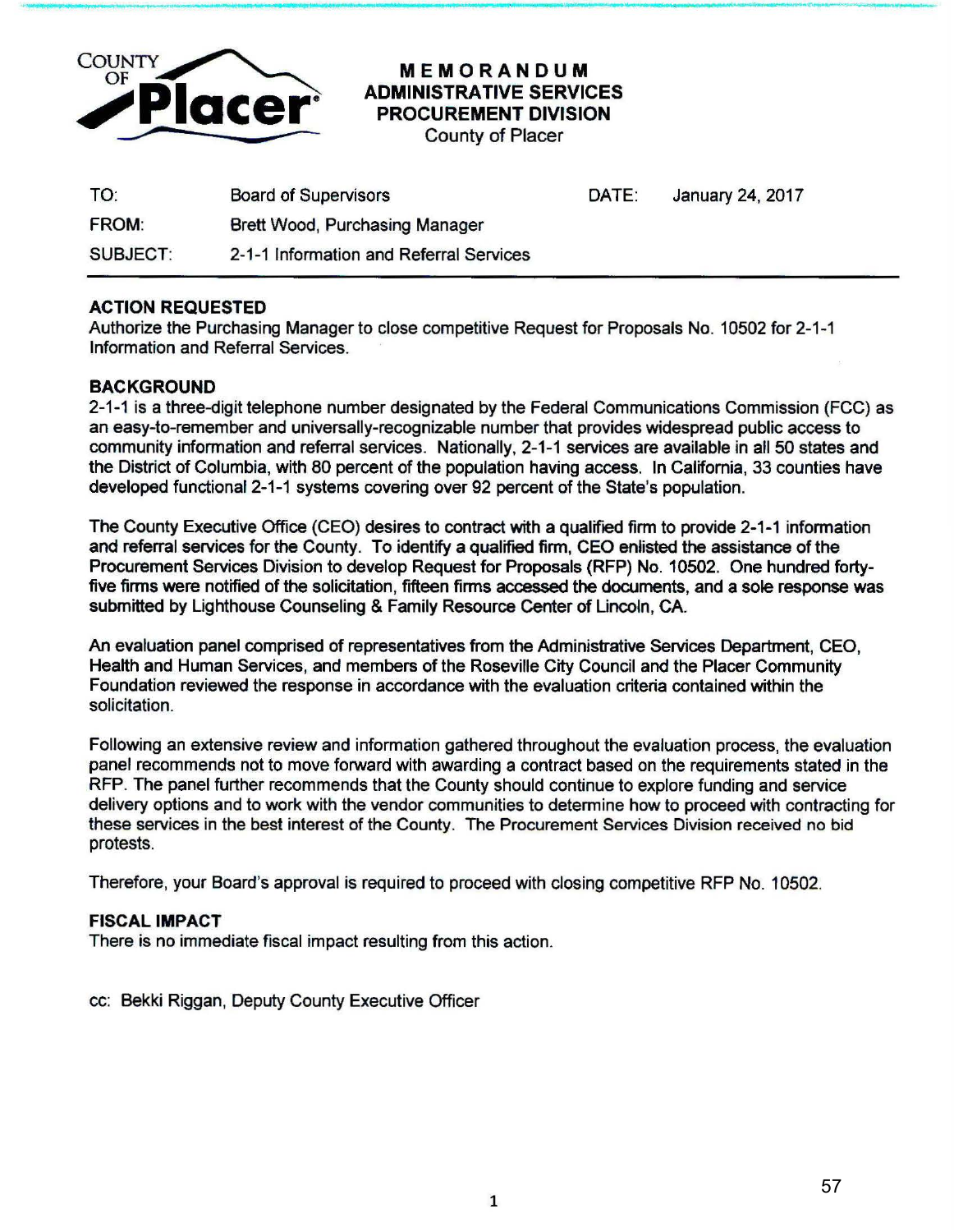# MEMORANDUM
## ADMINISTRATIVE SERVICES
## PROCUREMENT DIVISION
County of Placer

| | | | |
|---|---|---|---|
| TO: | Board of Supervisors | DATE: | January 24, 2017 |
| FROM: | Brett Wood, Purchasing Manager | | |
| SUBJECT: | 2-1-1 Information and Referral Services | | |

### ACTION REQUESTED

Authorize the Purchasing Manager to close competitive Request for Proposals No. 10502 for 2-1-1 Information and Referral Services.

### BACKGROUND

2-1-1 is a three-digit telephone number designated by the Federal Communications Commission (FCC) as an easy-to-remember and universally-recognizable number that provides widespread public access to community information and referral services. Nationally, 2-1-1 services are available in all 50 states and the District of Columbia, with 80 percent of the population having access. In California, 33 counties have developed functional 2-1-1 systems covering over 92 percent of the State's population.

The County Executive Office (CEO) desires to contract with a qualified firm to provide 2-1-1 information and referral services for the County. To identify a qualified firm, CEO enlisted the assistance of the Procurement Services Division to develop Request for Proposals (RFP) No. 10502. One hundred forty-five firms were notified of the solicitation, fifteen firms accessed the documents, and a sole response was submitted by Lighthouse Counseling & Family Resource Center of Lincoln, CA.

An evaluation panel comprised of representatives from the Administrative Services Department, CEO, Health and Human Services, and members of the Roseville City Council and the Placer Community Foundation reviewed the response in accordance with the evaluation criteria contained within the solicitation.

Following an extensive review and information gathered throughout the evaluation process, the evaluation panel recommends not to move forward with awarding a contract based on the requirements stated in the RFP. The panel further recommends that the County should continue to explore funding and service delivery options and to work with the vendor communities to determine how to proceed with contracting for these services in the best interest of the County. The Procurement Services Division received no bid protests.

Therefore, your Board's approval is required to proceed with closing competitive RFP No. 10502.

### FISCAL IMPACT

There is no immediate fiscal impact resulting from this action.

cc: Bekki Riggan, Deputy County Executive Officer